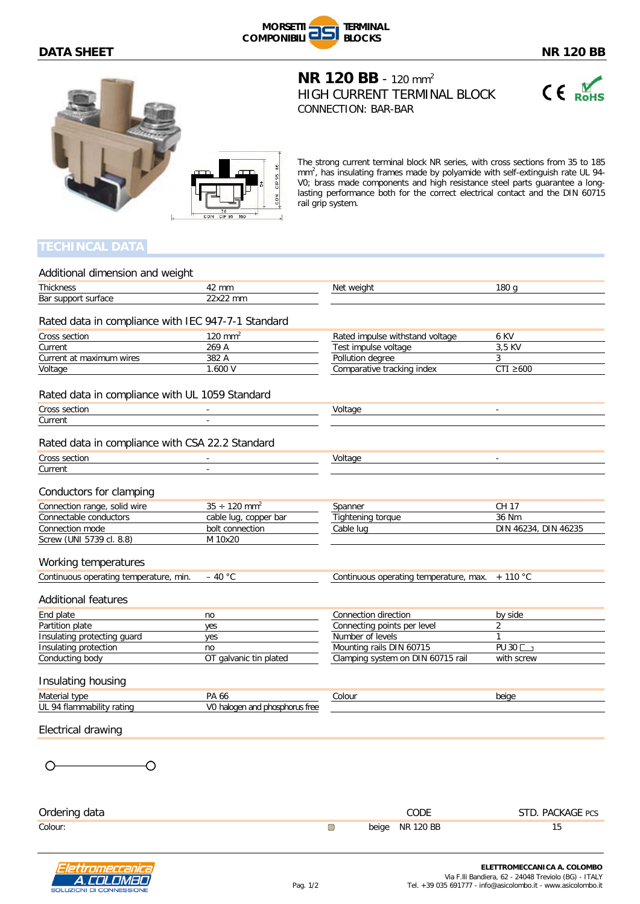# NR 120 BB - 120 mm$^2$

HIGH CURRENT TERMINAL BLOCK

CONNECTION: BAR-BAR

The strong current terminal block NR series, with cross sections from 35 to 185 mm$^2$, has insulating frames made by polyamide with self-extinguish rate UL 94-V0; brass made components and high resistance steel parts guarantee a long-lasting performance both for the correct electrical contact and the DIN 60715 rail grip system.

## TECHINCAL DATA

### Additional dimension and weight

| | | | |
|---|---|---|---|
| Thickness | 42 mm | Net weight | 180 g |
| Bar support surface | 22x22 mm | | |

### Rated data in compliance with IEC 947-7-1 Standard

| | | | |
|---|---|---|---|
| Cross section | 120 mm$^2$ | Rated impulse withstand voltage | 6 KV |
| Current | 269 A | Test impulse voltage | 3,5 KV |
| Current at maximum wires | 382 A | Pollution degree | 3 |
| Voltage | 1.600 V | Comparative tracking index | CTI ≥600 |

### Rated data in compliance with UL 1059 Standard

| | | | |
|---|---|---|---|
| Cross section | - | Voltage | - |
| Current | - | | |

### Rated data in compliance with CSA 22.2 Standard

| | | | |
|---|---|---|---|
| Cross section | - | Voltage | - |
| Current | - | | |

### Conductors for clamping

| | | | |
|---|---|---|---|
| Connection range, solid wire | 35 ÷ 120 mm$^2$ | Spanner | CH 17 |
| Connectable conductors | cable lug, copper bar | Tightening torque | 36 Nm |
| Connection mode | bolt connection | Cable lug | DIN 46234, DIN 46235 |
| Screw (UNI 5739 cl. 8.8) | M 10x20 | | |

### Working temperatures

| | | | |
|---|---|---|---|
| Continuous operating temperature, min. | – 40 °C | Continuous operating temperature, max. | + 110 °C |

### Additional features

| | | | |
|---|---|---|---|
| End plate | no | Connection direction | by side |
| Partition plate | yes | Connecting points per level | 2 |
| Insulating protecting guard | yes | Number of levels | 1 |
| Insulating protection | no | Mounting rails DIN 60715 | PU 30 |
| Conducting body | OT galvanic tin plated | Clamping system on DIN 60715 rail | with screw |

### Insulating housing

| | | | |
|---|---|---|---|
| Material type | PA 66 | Colour | beige |
| UL 94 flammability rating | V0 halogen and phosphorus free | | |

### Electrical drawing

### Ordering data

| | | CODE | STD. PACKAGE PCS |
|---|---|---|---|
| Colour: | beige | NR 120 BB | 15 |

**ELETTROMECCANICA A. COLOMBO**
Via F.lli Bandiera, 62 - 24048 Treviolo (BG) - ITALY
Tel. +39 035 691777 - info@asicolombo.it - www.asicolombo.it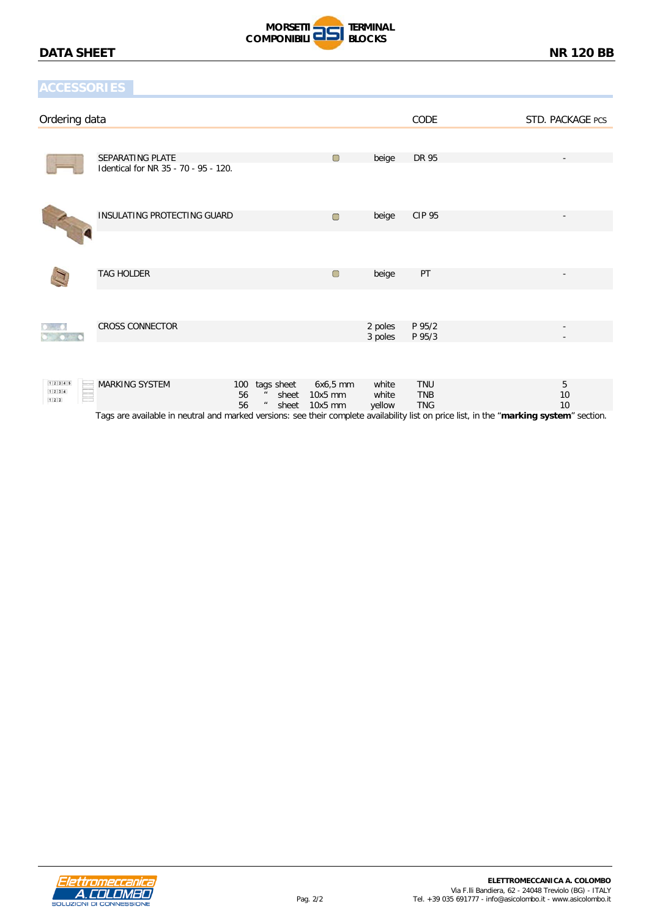## ACCESSORIES

| Ordering data | | | | | CODE | STD. PACKAGE PCS |
|---|---|---|---|---|---|---|
| SEPARATING PLATE<br>Identical for NR 35 - 70 - 95 - 120. | | | | beige | DR 95 | - |
| INSULATING PROTECTING GUARD | | | | beige | CIP 95 | - |
| TAG HOLDER | | | | beige | PT | - |
| CROSS CONNECTOR | | | | 2 poles | P 95/2 | - |
| | | | | 3 poles | P 95/3 | - |
| MARKING SYSTEM | 100 | tags sheet | 6x6,5 mm | white | TNU | 5 |
| | 56 | " sheet | 10x5 mm | white | TNB | 10 |
| | 56 | " sheet | 10x5 mm | yellow | TNG | 10 |

Tags are available in neutral and marked versions: see their complete availability list on price list, in the "**marking system**" section.

**ELETTROMECCANICA A. COLOMBO**
Via F.lli Bandiera, 62 - 24048 Treviolo (BG) - ITALY
Tel. +39 035 691777 - info@asicolombo.it - www.asicolombo.it